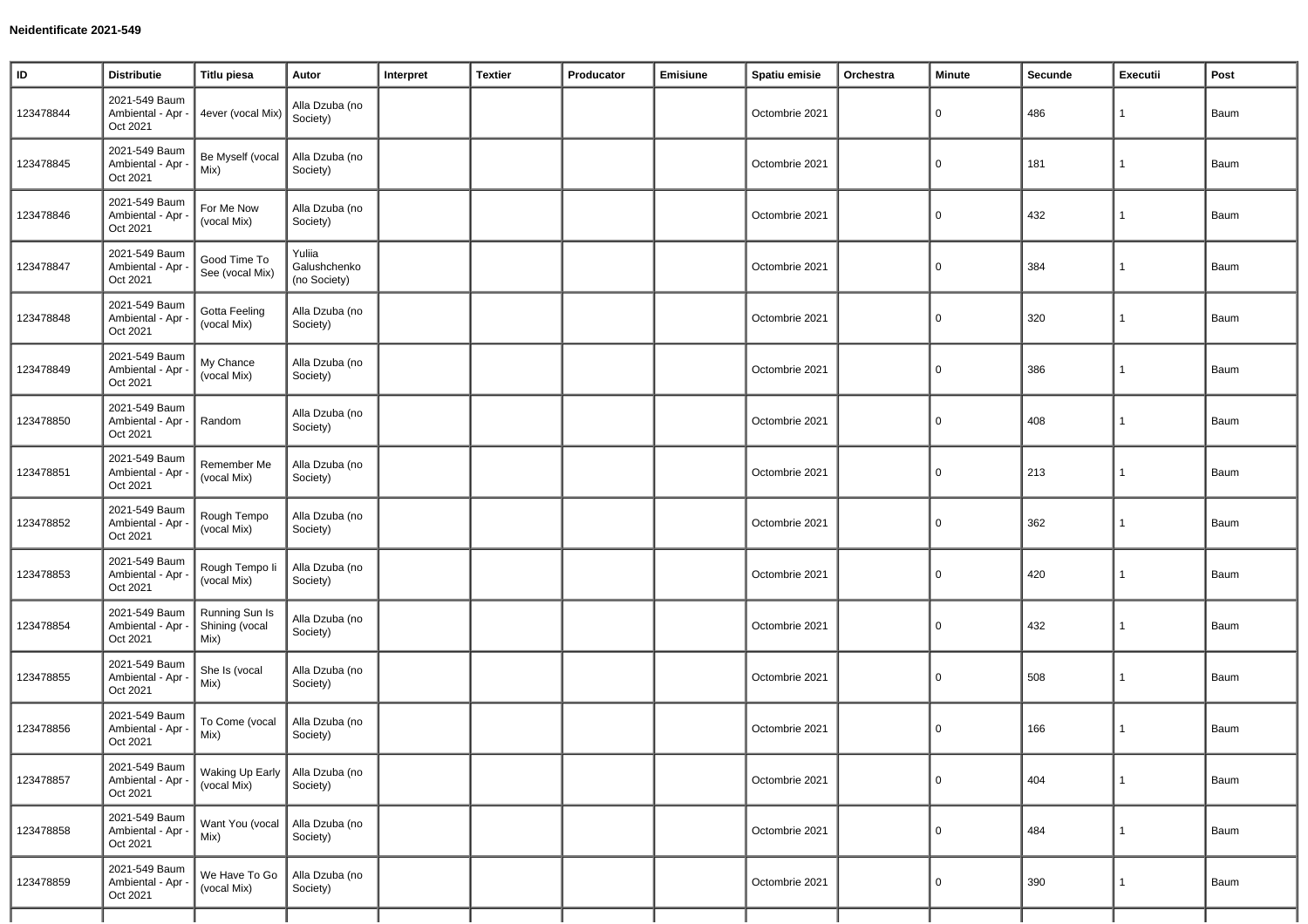**Neidentificate 2021-549**

| ID | Distributie | Titlu piesa | Autor | Interpret | Textier | Producator | Emisiune | Spatiu emisie | Orchestra | Minute | Secunde | Executii | Post |
|---|---|---|---|---|---|---|---|---|---|---|---|---|---|
| 123478844 | 2021-549 Baum Ambiental - Apr - Oct 2021 | 4ever (vocal Mix) | Alla Dzuba (no Society) | | | | | Octombrie 2021 | | 0 | 486 | 1 | Baum |
| 123478845 | 2021-549 Baum Ambiental - Apr - Oct 2021 | Be Myself (vocal Mix) | Alla Dzuba (no Society) | | | | | Octombrie 2021 | | 0 | 181 | 1 | Baum |
| 123478846 | 2021-549 Baum Ambiental - Apr - Oct 2021 | For Me Now (vocal Mix) | Alla Dzuba (no Society) | | | | | Octombrie 2021 | | 0 | 432 | 1 | Baum |
| 123478847 | 2021-549 Baum Ambiental - Apr - Oct 2021 | Good Time To See (vocal Mix) | Yuliia Galushchenko (no Society) | | | | | Octombrie 2021 | | 0 | 384 | 1 | Baum |
| 123478848 | 2021-549 Baum Ambiental - Apr - Oct 2021 | Gotta Feeling (vocal Mix) | Alla Dzuba (no Society) | | | | | Octombrie 2021 | | 0 | 320 | 1 | Baum |
| 123478849 | 2021-549 Baum Ambiental - Apr - Oct 2021 | My Chance (vocal Mix) | Alla Dzuba (no Society) | | | | | Octombrie 2021 | | 0 | 386 | 1 | Baum |
| 123478850 | 2021-549 Baum Ambiental - Apr - Oct 2021 | Random | Alla Dzuba (no Society) | | | | | Octombrie 2021 | | 0 | 408 | 1 | Baum |
| 123478851 | 2021-549 Baum Ambiental - Apr - Oct 2021 | Remember Me (vocal Mix) | Alla Dzuba (no Society) | | | | | Octombrie 2021 | | 0 | 213 | 1 | Baum |
| 123478852 | 2021-549 Baum Ambiental - Apr - Oct 2021 | Rough Tempo (vocal Mix) | Alla Dzuba (no Society) | | | | | Octombrie 2021 | | 0 | 362 | 1 | Baum |
| 123478853 | 2021-549 Baum Ambiental - Apr - Oct 2021 | Rough Tempo Ii (vocal Mix) | Alla Dzuba (no Society) | | | | | Octombrie 2021 | | 0 | 420 | 1 | Baum |
| 123478854 | 2021-549 Baum Ambiental - Apr - Oct 2021 | Running Sun Is Shining (vocal Mix) | Alla Dzuba (no Society) | | | | | Octombrie 2021 | | 0 | 432 | 1 | Baum |
| 123478855 | 2021-549 Baum Ambiental - Apr - Oct 2021 | She Is (vocal Mix) | Alla Dzuba (no Society) | | | | | Octombrie 2021 | | 0 | 508 | 1 | Baum |
| 123478856 | 2021-549 Baum Ambiental - Apr - Oct 2021 | To Come (vocal Mix) | Alla Dzuba (no Society) | | | | | Octombrie 2021 | | 0 | 166 | 1 | Baum |
| 123478857 | 2021-549 Baum Ambiental - Apr - Oct 2021 | Waking Up Early (vocal Mix) | Alla Dzuba (no Society) | | | | | Octombrie 2021 | | 0 | 404 | 1 | Baum |
| 123478858 | 2021-549 Baum Ambiental - Apr - Oct 2021 | Want You (vocal Mix) | Alla Dzuba (no Society) | | | | | Octombrie 2021 | | 0 | 484 | 1 | Baum |
| 123478859 | 2021-549 Baum Ambiental - Apr - Oct 2021 | We Have To Go (vocal Mix) | Alla Dzuba (no Society) | | | | | Octombrie 2021 | | 0 | 390 | 1 | Baum |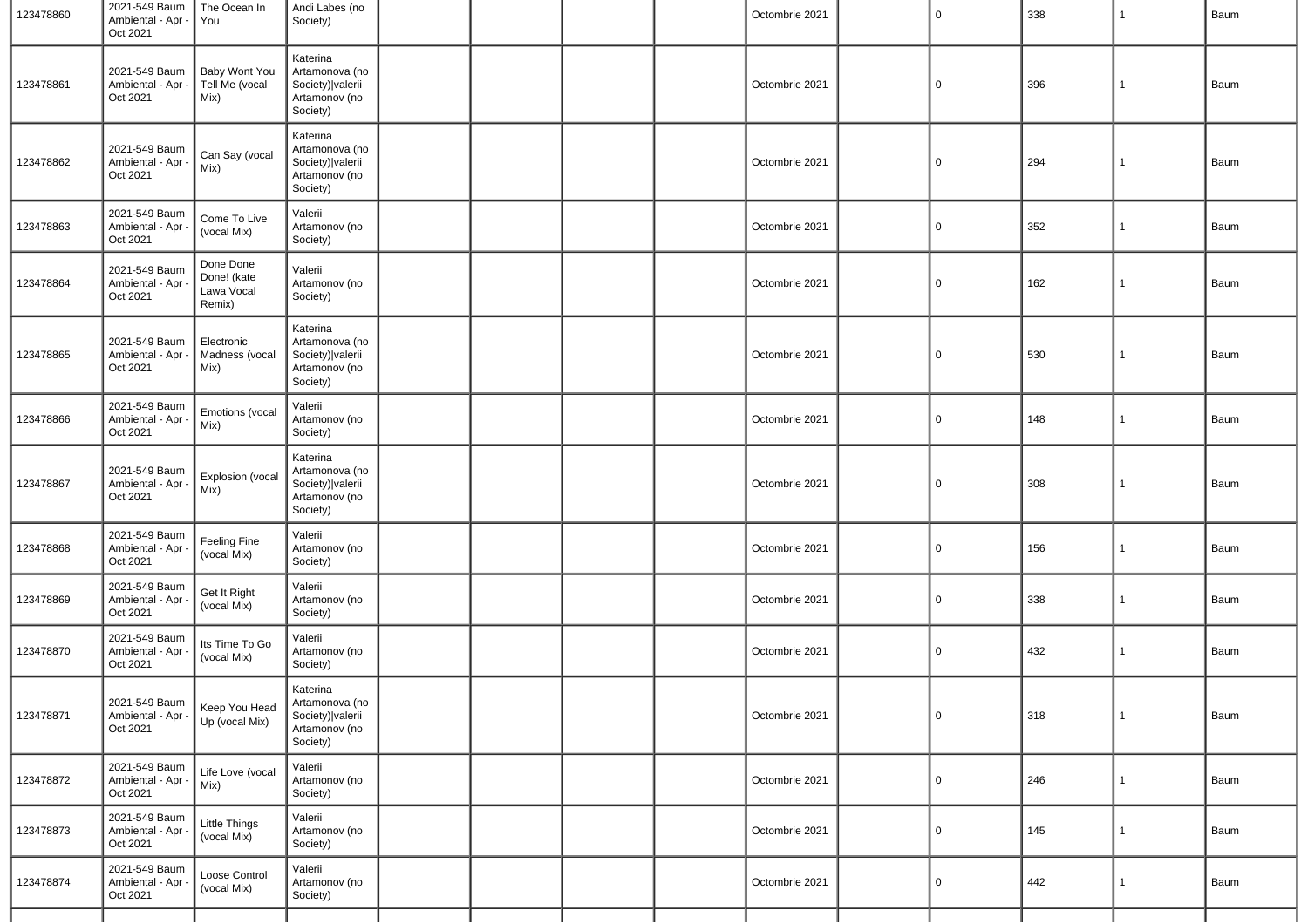| | | | | | | | | | | | | | |
|---|---|---|---|---|---|---|---|---|---|---|---|---|---|
| 123478860 | 2021-549 Baum Ambiental - Apr - Oct 2021 | The Ocean In You | Andi Labes (no Society) | | | | | Octombrie 2021 | | 0 | 338 | 1 | Baum |
| 123478861 | 2021-549 Baum Ambiental - Apr - Oct 2021 | Baby Wont You Tell Me (vocal Mix) | Katerina Artamonova (no Society)\|valerii Artamonov (no Society) | | | | | Octombrie 2021 | | 0 | 396 | 1 | Baum |
| 123478862 | 2021-549 Baum Ambiental - Apr - Oct 2021 | Can Say (vocal Mix) | Katerina Artamonova (no Society)\|valerii Artamonov (no Society) | | | | | Octombrie 2021 | | 0 | 294 | 1 | Baum |
| 123478863 | 2021-549 Baum Ambiental - Apr - Oct 2021 | Come To Live (vocal Mix) | Valerii Artamonov (no Society) | | | | | Octombrie 2021 | | 0 | 352 | 1 | Baum |
| 123478864 | 2021-549 Baum Ambiental - Apr - Oct 2021 | Done Done Done! (kate Lawa Vocal Remix) | Valerii Artamonov (no Society) | | | | | Octombrie 2021 | | 0 | 162 | 1 | Baum |
| 123478865 | 2021-549 Baum Ambiental - Apr - Oct 2021 | Electronic Madness (vocal Mix) | Katerina Artamonova (no Society)\|valerii Artamonov (no Society) | | | | | Octombrie 2021 | | 0 | 530 | 1 | Baum |
| 123478866 | 2021-549 Baum Ambiental - Apr - Oct 2021 | Emotions (vocal Mix) | Valerii Artamonov (no Society) | | | | | Octombrie 2021 | | 0 | 148 | 1 | Baum |
| 123478867 | 2021-549 Baum Ambiental - Apr - Oct 2021 | Explosion (vocal Mix) | Katerina Artamonova (no Society)\|valerii Artamonov (no Society) | | | | | Octombrie 2021 | | 0 | 308 | 1 | Baum |
| 123478868 | 2021-549 Baum Ambiental - Apr - Oct 2021 | Feeling Fine (vocal Mix) | Valerii Artamonov (no Society) | | | | | Octombrie 2021 | | 0 | 156 | 1 | Baum |
| 123478869 | 2021-549 Baum Ambiental - Apr - Oct 2021 | Get It Right (vocal Mix) | Valerii Artamonov (no Society) | | | | | Octombrie 2021 | | 0 | 338 | 1 | Baum |
| 123478870 | 2021-549 Baum Ambiental - Apr - Oct 2021 | Its Time To Go (vocal Mix) | Valerii Artamonov (no Society) | | | | | Octombrie 2021 | | 0 | 432 | 1 | Baum |
| 123478871 | 2021-549 Baum Ambiental - Apr - Oct 2021 | Keep You Head Up (vocal Mix) | Katerina Artamonova (no Society)\|valerii Artamonov (no Society) | | | | | Octombrie 2021 | | 0 | 318 | 1 | Baum |
| 123478872 | 2021-549 Baum Ambiental - Apr - Oct 2021 | Life Love (vocal Mix) | Valerii Artamonov (no Society) | | | | | Octombrie 2021 | | 0 | 246 | 1 | Baum |
| 123478873 | 2021-549 Baum Ambiental - Apr - Oct 2021 | Little Things (vocal Mix) | Valerii Artamonov (no Society) | | | | | Octombrie 2021 | | 0 | 145 | 1 | Baum |
| 123478874 | 2021-549 Baum Ambiental - Apr - Oct 2021 | Loose Control (vocal Mix) | Valerii Artamonov (no Society) | | | | | Octombrie 2021 | | 0 | 442 | 1 | Baum |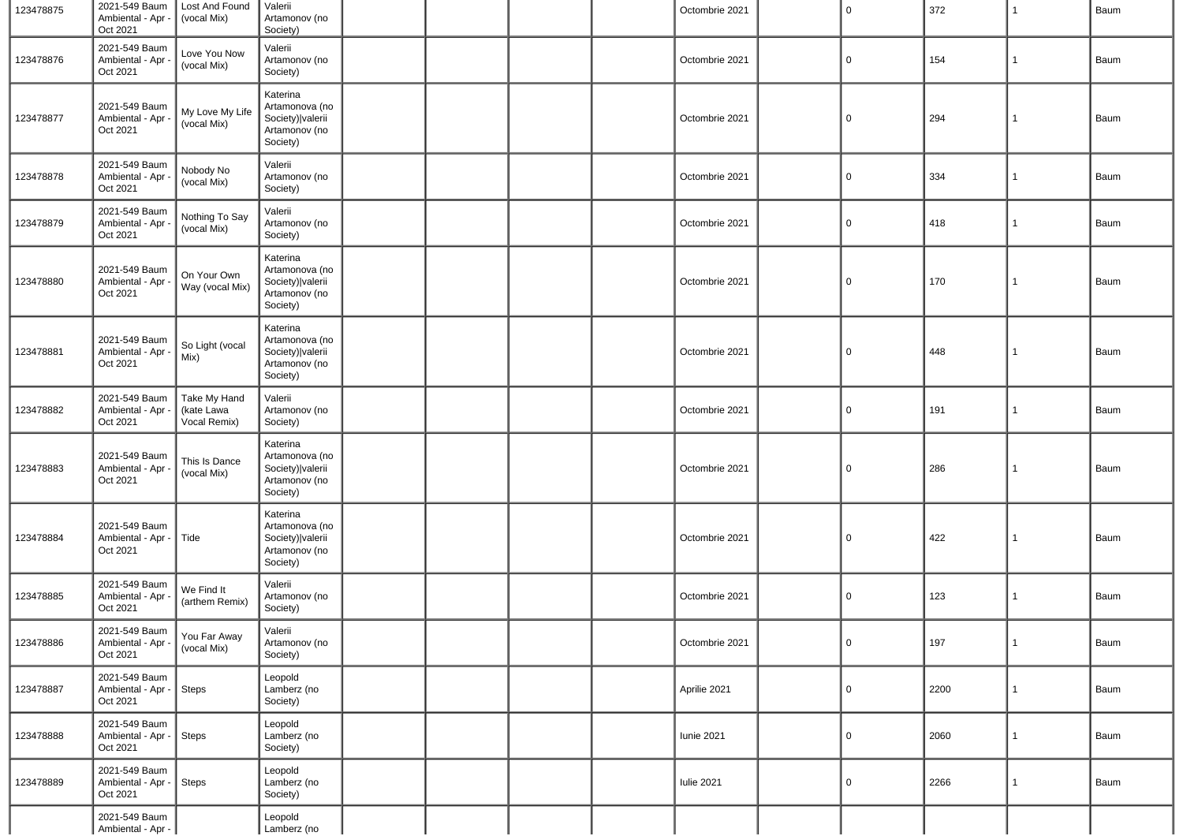| | | | | | | | | | | | | | |
|---|---|---|---|---|---|---|---|---|---|---|---|---|---|
| 123478875 | 2021-549 Baum Ambiental - Apr - Oct 2021 | Lost And Found (vocal Mix) | Valerii Artamonov (no Society) | | | | | Octombrie 2021 | | 0 | 372 | 1 | Baum |
| 123478876 | 2021-549 Baum Ambiental - Apr - Oct 2021 | Love You Now (vocal Mix) | Valerii Artamonov (no Society) | | | | | Octombrie 2021 | | 0 | 154 | 1 | Baum |
| 123478877 | 2021-549 Baum Ambiental - Apr - Oct 2021 | My Love My Life (vocal Mix) | Katerina Artamonova (no Society)\|valerii Artamonov (no Society) | | | | | Octombrie 2021 | | 0 | 294 | 1 | Baum |
| 123478878 | 2021-549 Baum Ambiental - Apr - Oct 2021 | Nobody No (vocal Mix) | Valerii Artamonov (no Society) | | | | | Octombrie 2021 | | 0 | 334 | 1 | Baum |
| 123478879 | 2021-549 Baum Ambiental - Apr - Oct 2021 | Nothing To Say (vocal Mix) | Valerii Artamonov (no Society) | | | | | Octombrie 2021 | | 0 | 418 | 1 | Baum |
| 123478880 | 2021-549 Baum Ambiental - Apr - Oct 2021 | On Your Own Way (vocal Mix) | Katerina Artamonova (no Society)\|valerii Artamonov (no Society) | | | | | Octombrie 2021 | | 0 | 170 | 1 | Baum |
| 123478881 | 2021-549 Baum Ambiental - Apr - Oct 2021 | So Light (vocal Mix) | Katerina Artamonova (no Society)\|valerii Artamonov (no Society) | | | | | Octombrie 2021 | | 0 | 448 | 1 | Baum |
| 123478882 | 2021-549 Baum Ambiental - Apr - Oct 2021 | Take My Hand (kate Lawa Vocal Remix) | Valerii Artamonov (no Society) | | | | | Octombrie 2021 | | 0 | 191 | 1 | Baum |
| 123478883 | 2021-549 Baum Ambiental - Apr - Oct 2021 | This Is Dance (vocal Mix) | Katerina Artamonova (no Society)\|valerii Artamonov (no Society) | | | | | Octombrie 2021 | | 0 | 286 | 1 | Baum |
| 123478884 | 2021-549 Baum Ambiental - Apr - Oct 2021 | Tide | Katerina Artamonova (no Society)\|valerii Artamonov (no Society) | | | | | Octombrie 2021 | | 0 | 422 | 1 | Baum |
| 123478885 | 2021-549 Baum Ambiental - Apr - Oct 2021 | We Find It (arthem Remix) | Valerii Artamonov (no Society) | | | | | Octombrie 2021 | | 0 | 123 | 1 | Baum |
| 123478886 | 2021-549 Baum Ambiental - Apr - Oct 2021 | You Far Away (vocal Mix) | Valerii Artamonov (no Society) | | | | | Octombrie 2021 | | 0 | 197 | 1 | Baum |
| 123478887 | 2021-549 Baum Ambiental - Apr - Oct 2021 | Steps | Leopold Lamberz (no Society) | | | | | Aprilie 2021 | | 0 | 2200 | 1 | Baum |
| 123478888 | 2021-549 Baum Ambiental - Apr - Oct 2021 | Steps | Leopold Lamberz (no Society) | | | | | Iunie 2021 | | 0 | 2060 | 1 | Baum |
| 123478889 | 2021-549 Baum Ambiental - Apr - Oct 2021 | Steps | Leopold Lamberz (no Society) | | | | | Iulie 2021 | | 0 | 2266 | 1 | Baum |
| | 2021-549 Baum Ambiental - Apr - | | Leopold Lamberz (no | | | | | | | | | | |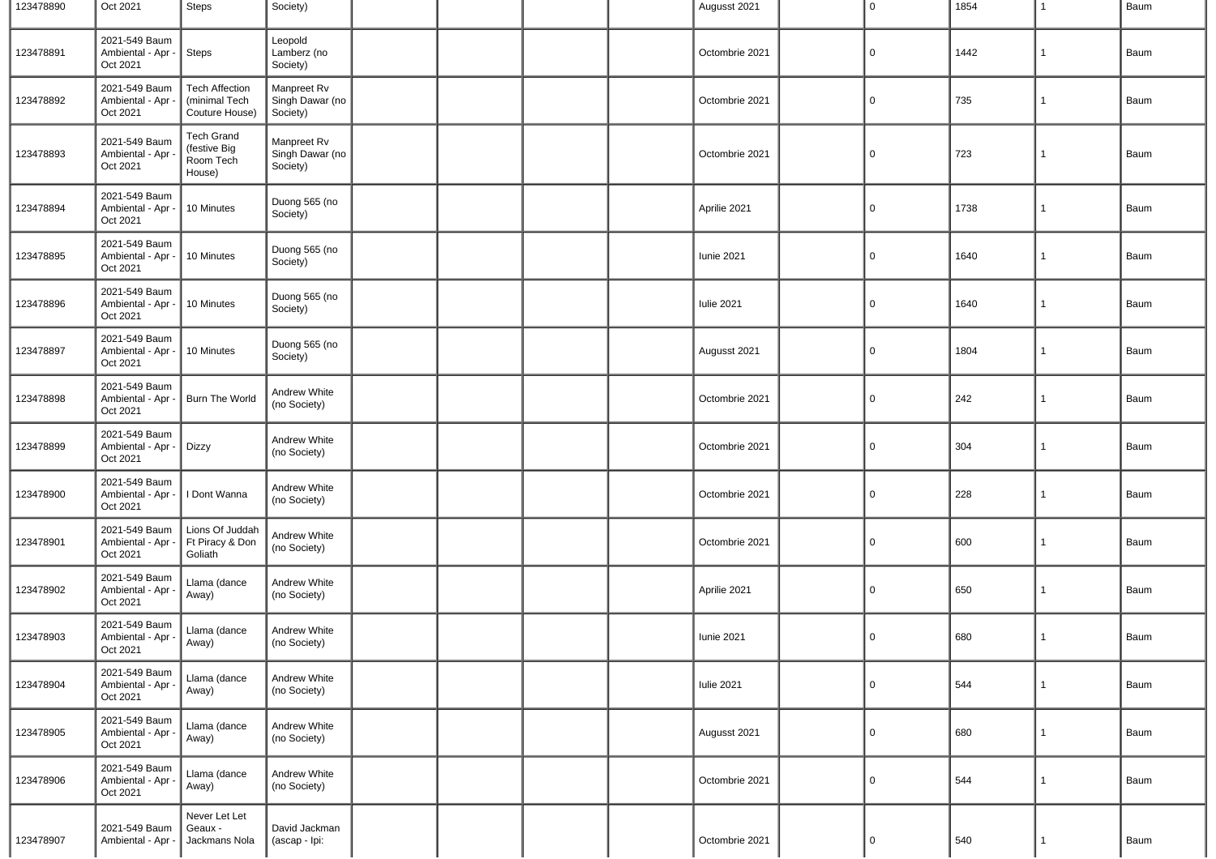| | | | | | | | | | | | | | |
|---|---|---|---|---|---|---|---|---|---|---|---|---|---|
| 123478890 | Oct 2021 | Steps | Society) | | | | | Augusst 2021 | | 0 | 1854 | 1 | Baum |
| 123478891 | 2021-549 Baum Ambiental - Apr - Oct 2021 | Steps | Leopold Lamberz (no Society) | | | | | Octombrie 2021 | | 0 | 1442 | 1 | Baum |
| 123478892 | 2021-549 Baum Ambiental - Apr - Oct 2021 | Tech Affection (minimal Tech Couture House) | Manpreet Rv Singh Dawar (no Society) | | | | | Octombrie 2021 | | 0 | 735 | 1 | Baum |
| 123478893 | 2021-549 Baum Ambiental - Apr - Oct 2021 | Tech Grand (festive Big Room Tech House) | Manpreet Rv Singh Dawar (no Society) | | | | | Octombrie 2021 | | 0 | 723 | 1 | Baum |
| 123478894 | 2021-549 Baum Ambiental - Apr - Oct 2021 | 10 Minutes | Duong 565 (no Society) | | | | | Aprilie 2021 | | 0 | 1738 | 1 | Baum |
| 123478895 | 2021-549 Baum Ambiental - Apr - Oct 2021 | 10 Minutes | Duong 565 (no Society) | | | | | Iunie 2021 | | 0 | 1640 | 1 | Baum |
| 123478896 | 2021-549 Baum Ambiental - Apr - Oct 2021 | 10 Minutes | Duong 565 (no Society) | | | | | Iulie 2021 | | 0 | 1640 | 1 | Baum |
| 123478897 | 2021-549 Baum Ambiental - Apr - Oct 2021 | 10 Minutes | Duong 565 (no Society) | | | | | Augusst 2021 | | 0 | 1804 | 1 | Baum |
| 123478898 | 2021-549 Baum Ambiental - Apr - Oct 2021 | Burn The World | Andrew White (no Society) | | | | | Octombrie 2021 | | 0 | 242 | 1 | Baum |
| 123478899 | 2021-549 Baum Ambiental - Apr - Oct 2021 | Dizzy | Andrew White (no Society) | | | | | Octombrie 2021 | | 0 | 304 | 1 | Baum |
| 123478900 | 2021-549 Baum Ambiental - Apr - Oct 2021 | I Dont Wanna | Andrew White (no Society) | | | | | Octombrie 2021 | | 0 | 228 | 1 | Baum |
| 123478901 | 2021-549 Baum Ambiental - Apr - Oct 2021 | Lions Of Juddah Ft Piracy & Don Goliath | Andrew White (no Society) | | | | | Octombrie 2021 | | 0 | 600 | 1 | Baum |
| 123478902 | 2021-549 Baum Ambiental - Apr - Oct 2021 | Llama (dance Away) | Andrew White (no Society) | | | | | Aprilie 2021 | | 0 | 650 | 1 | Baum |
| 123478903 | 2021-549 Baum Ambiental - Apr - Oct 2021 | Llama (dance Away) | Andrew White (no Society) | | | | | Iunie 2021 | | 0 | 680 | 1 | Baum |
| 123478904 | 2021-549 Baum Ambiental - Apr - Oct 2021 | Llama (dance Away) | Andrew White (no Society) | | | | | Iulie 2021 | | 0 | 544 | 1 | Baum |
| 123478905 | 2021-549 Baum Ambiental - Apr - Oct 2021 | Llama (dance Away) | Andrew White (no Society) | | | | | Augusst 2021 | | 0 | 680 | 1 | Baum |
| 123478906 | 2021-549 Baum Ambiental - Apr - Oct 2021 | Llama (dance Away) | Andrew White (no Society) | | | | | Octombrie 2021 | | 0 | 544 | 1 | Baum |
| 123478907 | 2021-549 Baum Ambiental - Apr - | Never Let Let Geaux - Jackmans Nola | David Jackman (ascap - Ipi: | | | | | Octombrie 2021 | | 0 | 540 | 1 | Baum |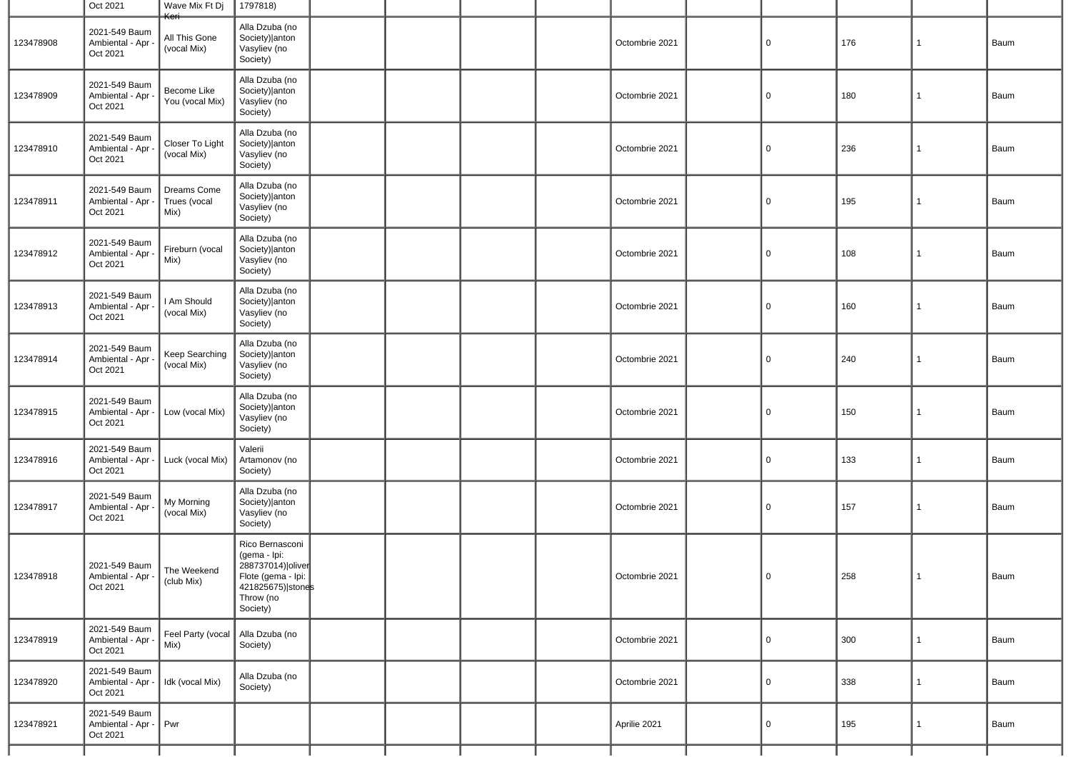| | | | | | | | | | | | | | |
|---|---|---|---|---|---|---|---|---|---|---|---|---|---|
| | Oct 2021 | Wave Mix Ft Dj Keri | 1797818) | | | | | | | | | | |
| 123478908 | 2021-549 Baum Ambiental - Apr - Oct 2021 | All This Gone (vocal Mix) | Alla Dzuba (no Society)\|anton Vasyliev (no Society) | | | | | Octombrie 2021 | | 0 | 176 | 1 | Baum |
| 123478909 | 2021-549 Baum Ambiental - Apr - Oct 2021 | Become Like You (vocal Mix) | Alla Dzuba (no Society)\|anton Vasyliev (no Society) | | | | | Octombrie 2021 | | 0 | 180 | 1 | Baum |
| 123478910 | 2021-549 Baum Ambiental - Apr - Oct 2021 | Closer To Light (vocal Mix) | Alla Dzuba (no Society)\|anton Vasyliev (no Society) | | | | | Octombrie 2021 | | 0 | 236 | 1 | Baum |
| 123478911 | 2021-549 Baum Ambiental - Apr - Oct 2021 | Dreams Come Trues (vocal Mix) | Alla Dzuba (no Society)\|anton Vasyliev (no Society) | | | | | Octombrie 2021 | | 0 | 195 | 1 | Baum |
| 123478912 | 2021-549 Baum Ambiental - Apr - Oct 2021 | Fireburn (vocal Mix) | Alla Dzuba (no Society)\|anton Vasyliev (no Society) | | | | | Octombrie 2021 | | 0 | 108 | 1 | Baum |
| 123478913 | 2021-549 Baum Ambiental - Apr - Oct 2021 | I Am Should (vocal Mix) | Alla Dzuba (no Society)\|anton Vasyliev (no Society) | | | | | Octombrie 2021 | | 0 | 160 | 1 | Baum |
| 123478914 | 2021-549 Baum Ambiental - Apr - Oct 2021 | Keep Searching (vocal Mix) | Alla Dzuba (no Society)\|anton Vasyliev (no Society) | | | | | Octombrie 2021 | | 0 | 240 | 1 | Baum |
| 123478915 | 2021-549 Baum Ambiental - Apr - Oct 2021 | Low (vocal Mix) | Alla Dzuba (no Society)\|anton Vasyliev (no Society) | | | | | Octombrie 2021 | | 0 | 150 | 1 | Baum |
| 123478916 | 2021-549 Baum Ambiental - Apr - Oct 2021 | Luck (vocal Mix) | Valerii Artamonov (no Society) | | | | | Octombrie 2021 | | 0 | 133 | 1 | Baum |
| 123478917 | 2021-549 Baum Ambiental - Apr - Oct 2021 | My Morning (vocal Mix) | Alla Dzuba (no Society)\|anton Vasyliev (no Society) | | | | | Octombrie 2021 | | 0 | 157 | 1 | Baum |
| 123478918 | 2021-549 Baum Ambiental - Apr - Oct 2021 | The Weekend (club Mix) | Rico Bernasconi (gema - Ipi: 288737014)\|oliver Flote (gema - Ipi: 421825675)\|stones Throw (no Society) | | | | | Octombrie 2021 | | 0 | 258 | 1 | Baum |
| 123478919 | 2021-549 Baum Ambiental - Apr - Oct 2021 | Feel Party (vocal Mix) | Alla Dzuba (no Society) | | | | | Octombrie 2021 | | 0 | 300 | 1 | Baum |
| 123478920 | 2021-549 Baum Ambiental - Apr - Oct 2021 | Idk (vocal Mix) | Alla Dzuba (no Society) | | | | | Octombrie 2021 | | 0 | 338 | 1 | Baum |
| 123478921 | 2021-549 Baum Ambiental - Apr - Oct 2021 | Pwr | | | | | | Aprilie 2021 | | 0 | 195 | 1 | Baum |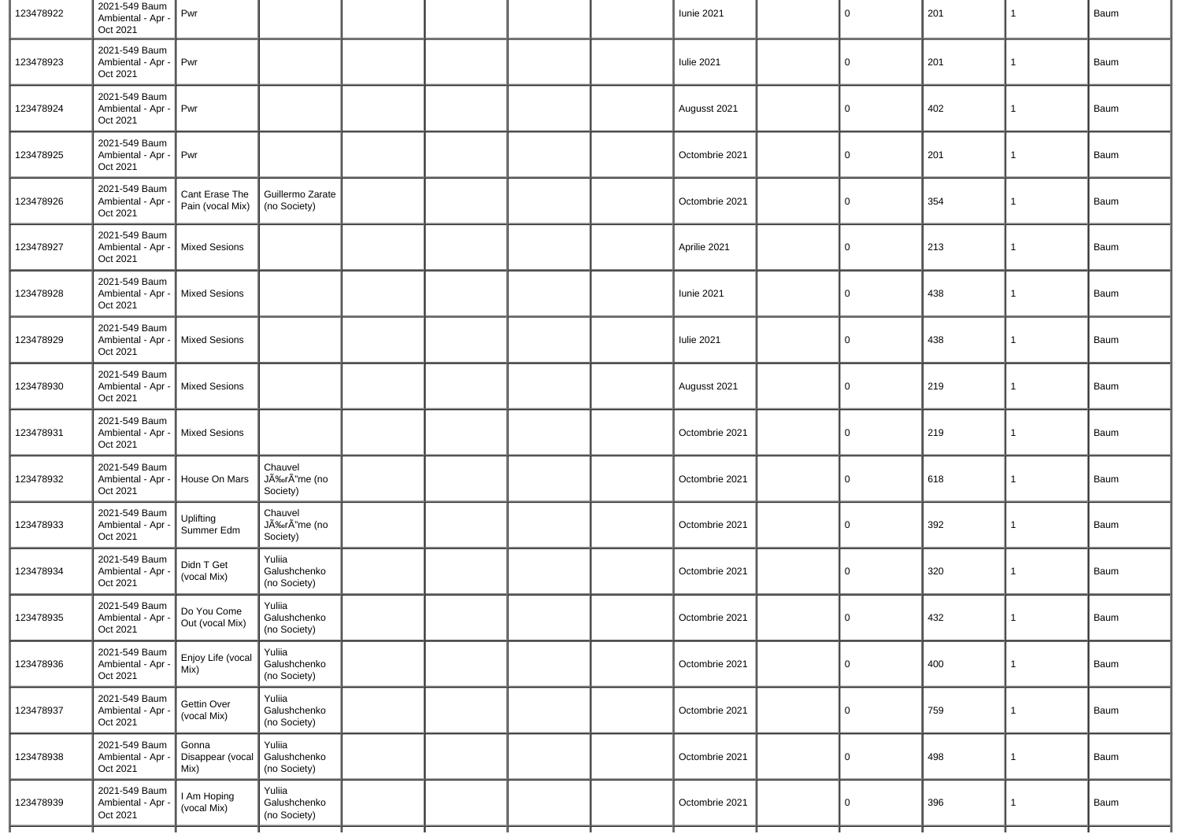| | | | | | | | | | | | | | |
|---|---|---|---|---|---|---|---|---|---|---|---|---|---|
| 123478922 | 2021-549 Baum Ambiental - Apr - Oct 2021 | Pwr | | | | | | Iunie 2021 | | 0 | 201 | 1 | Baum |
| 123478923 | 2021-549 Baum Ambiental - Apr - Oct 2021 | Pwr | | | | | | Iulie 2021 | | 0 | 201 | 1 | Baum |
| 123478924 | 2021-549 Baum Ambiental - Apr - Oct 2021 | Pwr | | | | | | Augusst 2021 | | 0 | 402 | 1 | Baum |
| 123478925 | 2021-549 Baum Ambiental - Apr - Oct 2021 | Pwr | | | | | | Octombrie 2021 | | 0 | 201 | 1 | Baum |
| 123478926 | 2021-549 Baum Ambiental - Apr - Oct 2021 | Cant Erase The Pain (vocal Mix) | Guillermo Zarate (no Society) | | | | | Octombrie 2021 | | 0 | 354 | 1 | Baum |
| 123478927 | 2021-549 Baum Ambiental - Apr - Oct 2021 | Mixed Sesions | | | | | | Aprilie 2021 | | 0 | 213 | 1 | Baum |
| 123478928 | 2021-549 Baum Ambiental - Apr - Oct 2021 | Mixed Sesions | | | | | | Iunie 2021 | | 0 | 438 | 1 | Baum |
| 123478929 | 2021-549 Baum Ambiental - Apr - Oct 2021 | Mixed Sesions | | | | | | Iulie 2021 | | 0 | 438 | 1 | Baum |
| 123478930 | 2021-549 Baum Ambiental - Apr - Oct 2021 | Mixed Sesions | | | | | | Augusst 2021 | | 0 | 219 | 1 | Baum |
| 123478931 | 2021-549 Baum Ambiental - Apr - Oct 2021 | Mixed Sesions | | | | | | Octombrie 2021 | | 0 | 219 | 1 | Baum |
| 123478932 | 2021-549 Baum Ambiental - Apr - Oct 2021 | House On Mars | Chauvel JÃ‰rÃ"me (no Society) | | | | | Octombrie 2021 | | 0 | 618 | 1 | Baum |
| 123478933 | 2021-549 Baum Ambiental - Apr - Oct 2021 | Uplifting Summer Edm | Chauvel JÃ‰rÃ"me (no Society) | | | | | Octombrie 2021 | | 0 | 392 | 1 | Baum |
| 123478934 | 2021-549 Baum Ambiental - Apr - Oct 2021 | Didn T Get (vocal Mix) | Yuliia Galushchenko (no Society) | | | | | Octombrie 2021 | | 0 | 320 | 1 | Baum |
| 123478935 | 2021-549 Baum Ambiental - Apr - Oct 2021 | Do You Come Out (vocal Mix) | Yuliia Galushchenko (no Society) | | | | | Octombrie 2021 | | 0 | 432 | 1 | Baum |
| 123478936 | 2021-549 Baum Ambiental - Apr - Oct 2021 | Enjoy Life (vocal Mix) | Yuliia Galushchenko (no Society) | | | | | Octombrie 2021 | | 0 | 400 | 1 | Baum |
| 123478937 | 2021-549 Baum Ambiental - Apr - Oct 2021 | Gettin Over (vocal Mix) | Yuliia Galushchenko (no Society) | | | | | Octombrie 2021 | | 0 | 759 | 1 | Baum |
| 123478938 | 2021-549 Baum Ambiental - Apr - Oct 2021 | Gonna Disappear (vocal Mix) | Yuliia Galushchenko (no Society) | | | | | Octombrie 2021 | | 0 | 498 | 1 | Baum |
| 123478939 | 2021-549 Baum Ambiental - Apr - Oct 2021 | I Am Hoping (vocal Mix) | Yuliia Galushchenko (no Society) | | | | | Octombrie 2021 | | 0 | 396 | 1 | Baum |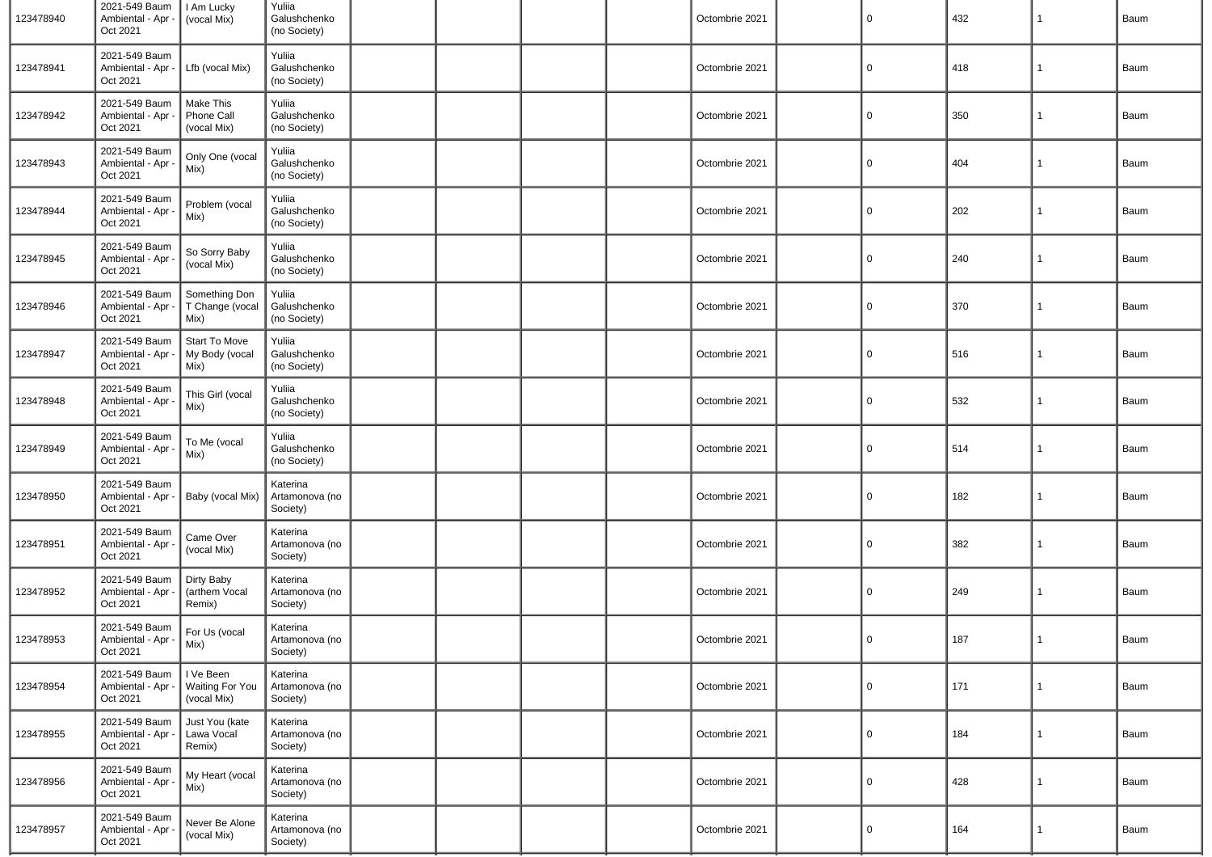| | | | | | | | | | | | | | |
|---|---|---|---|---|---|---|---|---|---|---|---|---|---|
| 123478940 | 2021-549 Baum Ambiental - Apr - Oct 2021 | I Am Lucky (vocal Mix) | Yuliia Galushchenko (no Society) | | | | | Octombrie 2021 | | 0 | 432 | 1 | Baum |
| 123478941 | 2021-549 Baum Ambiental - Apr - Oct 2021 | Lfb (vocal Mix) | Yuliia Galushchenko (no Society) | | | | | Octombrie 2021 | | 0 | 418 | 1 | Baum |
| 123478942 | 2021-549 Baum Ambiental - Apr - Oct 2021 | Make This Phone Call (vocal Mix) | Yuliia Galushchenko (no Society) | | | | | Octombrie 2021 | | 0 | 350 | 1 | Baum |
| 123478943 | 2021-549 Baum Ambiental - Apr - Oct 2021 | Only One (vocal Mix) | Yuliia Galushchenko (no Society) | | | | | Octombrie 2021 | | 0 | 404 | 1 | Baum |
| 123478944 | 2021-549 Baum Ambiental - Apr - Oct 2021 | Problem (vocal Mix) | Yuliia Galushchenko (no Society) | | | | | Octombrie 2021 | | 0 | 202 | 1 | Baum |
| 123478945 | 2021-549 Baum Ambiental - Apr - Oct 2021 | So Sorry Baby (vocal Mix) | Yuliia Galushchenko (no Society) | | | | | Octombrie 2021 | | 0 | 240 | 1 | Baum |
| 123478946 | 2021-549 Baum Ambiental - Apr - Oct 2021 | Something Don T Change (vocal Mix) | Yuliia Galushchenko (no Society) | | | | | Octombrie 2021 | | 0 | 370 | 1 | Baum |
| 123478947 | 2021-549 Baum Ambiental - Apr - Oct 2021 | Start To Move My Body (vocal Mix) | Yuliia Galushchenko (no Society) | | | | | Octombrie 2021 | | 0 | 516 | 1 | Baum |
| 123478948 | 2021-549 Baum Ambiental - Apr - Oct 2021 | This Girl (vocal Mix) | Yuliia Galushchenko (no Society) | | | | | Octombrie 2021 | | 0 | 532 | 1 | Baum |
| 123478949 | 2021-549 Baum Ambiental - Apr - Oct 2021 | To Me (vocal Mix) | Yuliia Galushchenko (no Society) | | | | | Octombrie 2021 | | 0 | 514 | 1 | Baum |
| 123478950 | 2021-549 Baum Ambiental - Apr - Oct 2021 | Baby (vocal Mix) | Katerina Artamonova (no Society) | | | | | Octombrie 2021 | | 0 | 182 | 1 | Baum |
| 123478951 | 2021-549 Baum Ambiental - Apr - Oct 2021 | Came Over (vocal Mix) | Katerina Artamonova (no Society) | | | | | Octombrie 2021 | | 0 | 382 | 1 | Baum |
| 123478952 | 2021-549 Baum Ambiental - Apr - Oct 2021 | Dirty Baby (arthem Vocal Remix) | Katerina Artamonova (no Society) | | | | | Octombrie 2021 | | 0 | 249 | 1 | Baum |
| 123478953 | 2021-549 Baum Ambiental - Apr - Oct 2021 | For Us (vocal Mix) | Katerina Artamonova (no Society) | | | | | Octombrie 2021 | | 0 | 187 | 1 | Baum |
| 123478954 | 2021-549 Baum Ambiental - Apr - Oct 2021 | I Ve Been Waiting For You (vocal Mix) | Katerina Artamonova (no Society) | | | | | Octombrie 2021 | | 0 | 171 | 1 | Baum |
| 123478955 | 2021-549 Baum Ambiental - Apr - Oct 2021 | Just You (kate Lawa Vocal Remix) | Katerina Artamonova (no Society) | | | | | Octombrie 2021 | | 0 | 184 | 1 | Baum |
| 123478956 | 2021-549 Baum Ambiental - Apr - Oct 2021 | My Heart (vocal Mix) | Katerina Artamonova (no Society) | | | | | Octombrie 2021 | | 0 | 428 | 1 | Baum |
| 123478957 | 2021-549 Baum Ambiental - Apr - Oct 2021 | Never Be Alone (vocal Mix) | Katerina Artamonova (no Society) | | | | | Octombrie 2021 | | 0 | 164 | 1 | Baum |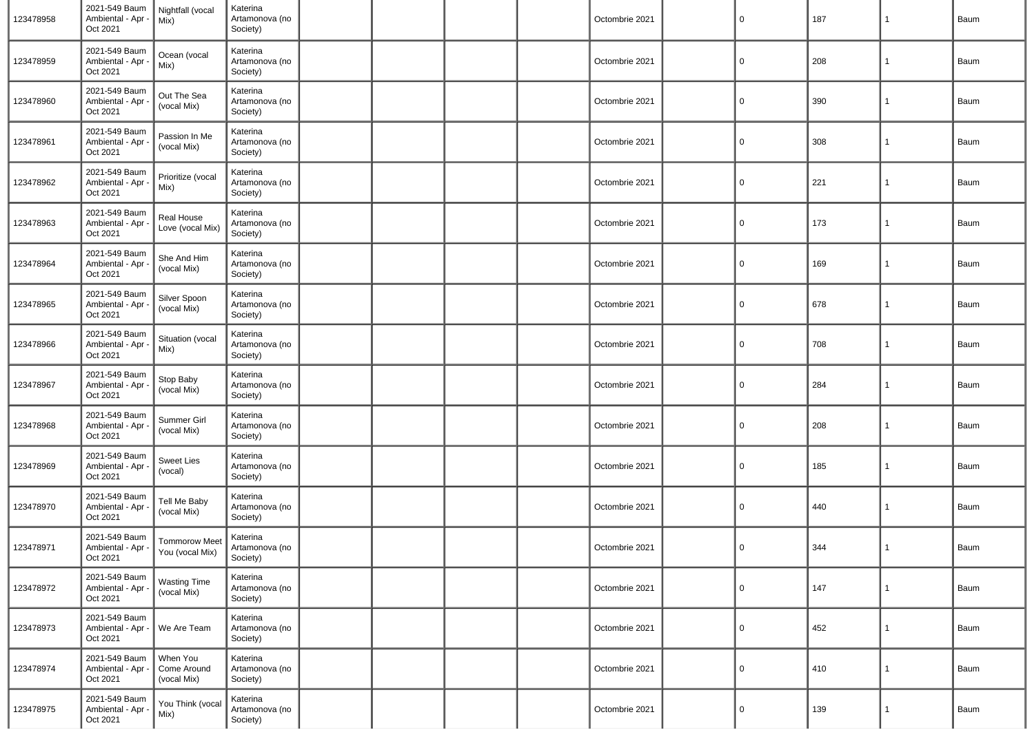| | | | | | | | | | | | | | |
|---|---|---|---|---|---|---|---|---|---|---|---|---|---|
| 123478958 | 2021-549 Baum Ambiental - Apr - Oct 2021 | Nightfall (vocal Mix) | Katerina Artamonova (no Society) | | | | | Octombrie 2021 | | 0 | 187 | 1 | Baum |
| 123478959 | 2021-549 Baum Ambiental - Apr - Oct 2021 | Ocean (vocal Mix) | Katerina Artamonova (no Society) | | | | | Octombrie 2021 | | 0 | 208 | 1 | Baum |
| 123478960 | 2021-549 Baum Ambiental - Apr - Oct 2021 | Out The Sea (vocal Mix) | Katerina Artamonova (no Society) | | | | | Octombrie 2021 | | 0 | 390 | 1 | Baum |
| 123478961 | 2021-549 Baum Ambiental - Apr - Oct 2021 | Passion In Me (vocal Mix) | Katerina Artamonova (no Society) | | | | | Octombrie 2021 | | 0 | 308 | 1 | Baum |
| 123478962 | 2021-549 Baum Ambiental - Apr - Oct 2021 | Prioritize (vocal Mix) | Katerina Artamonova (no Society) | | | | | Octombrie 2021 | | 0 | 221 | 1 | Baum |
| 123478963 | 2021-549 Baum Ambiental - Apr - Oct 2021 | Real House Love (vocal Mix) | Katerina Artamonova (no Society) | | | | | Octombrie 2021 | | 0 | 173 | 1 | Baum |
| 123478964 | 2021-549 Baum Ambiental - Apr - Oct 2021 | She And Him (vocal Mix) | Katerina Artamonova (no Society) | | | | | Octombrie 2021 | | 0 | 169 | 1 | Baum |
| 123478965 | 2021-549 Baum Ambiental - Apr - Oct 2021 | Silver Spoon (vocal Mix) | Katerina Artamonova (no Society) | | | | | Octombrie 2021 | | 0 | 678 | 1 | Baum |
| 123478966 | 2021-549 Baum Ambiental - Apr - Oct 2021 | Situation (vocal Mix) | Katerina Artamonova (no Society) | | | | | Octombrie 2021 | | 0 | 708 | 1 | Baum |
| 123478967 | 2021-549 Baum Ambiental - Apr - Oct 2021 | Stop Baby (vocal Mix) | Katerina Artamonova (no Society) | | | | | Octombrie 2021 | | 0 | 284 | 1 | Baum |
| 123478968 | 2021-549 Baum Ambiental - Apr - Oct 2021 | Summer Girl (vocal Mix) | Katerina Artamonova (no Society) | | | | | Octombrie 2021 | | 0 | 208 | 1 | Baum |
| 123478969 | 2021-549 Baum Ambiental - Apr - Oct 2021 | Sweet Lies (vocal) | Katerina Artamonova (no Society) | | | | | Octombrie 2021 | | 0 | 185 | 1 | Baum |
| 123478970 | 2021-549 Baum Ambiental - Apr - Oct 2021 | Tell Me Baby (vocal Mix) | Katerina Artamonova (no Society) | | | | | Octombrie 2021 | | 0 | 440 | 1 | Baum |
| 123478971 | 2021-549 Baum Ambiental - Apr - Oct 2021 | Tommorow Meet You (vocal Mix) | Katerina Artamonova (no Society) | | | | | Octombrie 2021 | | 0 | 344 | 1 | Baum |
| 123478972 | 2021-549 Baum Ambiental - Apr - Oct 2021 | Wasting Time (vocal Mix) | Katerina Artamonova (no Society) | | | | | Octombrie 2021 | | 0 | 147 | 1 | Baum |
| 123478973 | 2021-549 Baum Ambiental - Apr - Oct 2021 | We Are Team | Katerina Artamonova (no Society) | | | | | Octombrie 2021 | | 0 | 452 | 1 | Baum |
| 123478974 | 2021-549 Baum Ambiental - Apr - Oct 2021 | When You Come Around (vocal Mix) | Katerina Artamonova (no Society) | | | | | Octombrie 2021 | | 0 | 410 | 1 | Baum |
| 123478975 | 2021-549 Baum Ambiental - Apr - Oct 2021 | You Think (vocal Mix) | Katerina Artamonova (no Society) | | | | | Octombrie 2021 | | 0 | 139 | 1 | Baum |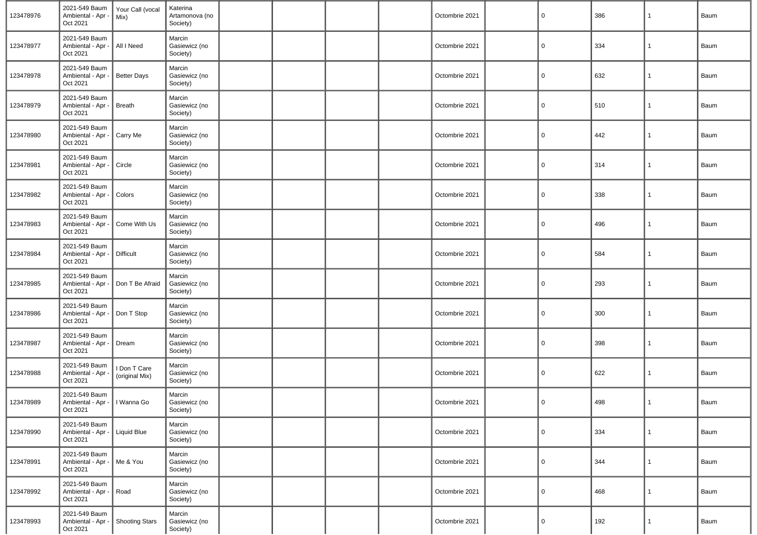| | | | | | | | | | | | | | |
|---|---|---|---|---|---|---|---|---|---|---|---|---|---|
| 123478976 | 2021-549 Baum Ambiental - Apr - Oct 2021 | Your Call (vocal Mix) | Katerina Artamonova (no Society) | | | | | Octombrie 2021 | | 0 | 386 | 1 | Baum |
| 123478977 | 2021-549 Baum Ambiental - Apr - Oct 2021 | All I Need | Marcin Gasiewicz (no Society) | | | | | Octombrie 2021 | | 0 | 334 | 1 | Baum |
| 123478978 | 2021-549 Baum Ambiental - Apr - Oct 2021 | Better Days | Marcin Gasiewicz (no Society) | | | | | Octombrie 2021 | | 0 | 632 | 1 | Baum |
| 123478979 | 2021-549 Baum Ambiental - Apr - Oct 2021 | Breath | Marcin Gasiewicz (no Society) | | | | | Octombrie 2021 | | 0 | 510 | 1 | Baum |
| 123478980 | 2021-549 Baum Ambiental - Apr - Oct 2021 | Carry Me | Marcin Gasiewicz (no Society) | | | | | Octombrie 2021 | | 0 | 442 | 1 | Baum |
| 123478981 | 2021-549 Baum Ambiental - Apr - Oct 2021 | Circle | Marcin Gasiewicz (no Society) | | | | | Octombrie 2021 | | 0 | 314 | 1 | Baum |
| 123478982 | 2021-549 Baum Ambiental - Apr - Oct 2021 | Colors | Marcin Gasiewicz (no Society) | | | | | Octombrie 2021 | | 0 | 338 | 1 | Baum |
| 123478983 | 2021-549 Baum Ambiental - Apr - Oct 2021 | Come With Us | Marcin Gasiewicz (no Society) | | | | | Octombrie 2021 | | 0 | 496 | 1 | Baum |
| 123478984 | 2021-549 Baum Ambiental - Apr - Oct 2021 | Difficult | Marcin Gasiewicz (no Society) | | | | | Octombrie 2021 | | 0 | 584 | 1 | Baum |
| 123478985 | 2021-549 Baum Ambiental - Apr - Oct 2021 | Don T Be Afraid | Marcin Gasiewicz (no Society) | | | | | Octombrie 2021 | | 0 | 293 | 1 | Baum |
| 123478986 | 2021-549 Baum Ambiental - Apr - Oct 2021 | Don T Stop | Marcin Gasiewicz (no Society) | | | | | Octombrie 2021 | | 0 | 300 | 1 | Baum |
| 123478987 | 2021-549 Baum Ambiental - Apr - Oct 2021 | Dream | Marcin Gasiewicz (no Society) | | | | | Octombrie 2021 | | 0 | 398 | 1 | Baum |
| 123478988 | 2021-549 Baum Ambiental - Apr - Oct 2021 | I Don T Care (original Mix) | Marcin Gasiewicz (no Society) | | | | | Octombrie 2021 | | 0 | 622 | 1 | Baum |
| 123478989 | 2021-549 Baum Ambiental - Apr - Oct 2021 | I Wanna Go | Marcin Gasiewicz (no Society) | | | | | Octombrie 2021 | | 0 | 498 | 1 | Baum |
| 123478990 | 2021-549 Baum Ambiental - Apr - Oct 2021 | Liquid Blue | Marcin Gasiewicz (no Society) | | | | | Octombrie 2021 | | 0 | 334 | 1 | Baum |
| 123478991 | 2021-549 Baum Ambiental - Apr - Oct 2021 | Me & You | Marcin Gasiewicz (no Society) | | | | | Octombrie 2021 | | 0 | 344 | 1 | Baum |
| 123478992 | 2021-549 Baum Ambiental - Apr - Oct 2021 | Road | Marcin Gasiewicz (no Society) | | | | | Octombrie 2021 | | 0 | 468 | 1 | Baum |
| 123478993 | 2021-549 Baum Ambiental - Apr - Oct 2021 | Shooting Stars | Marcin Gasiewicz (no Society) | | | | | Octombrie 2021 | | 0 | 192 | 1 | Baum |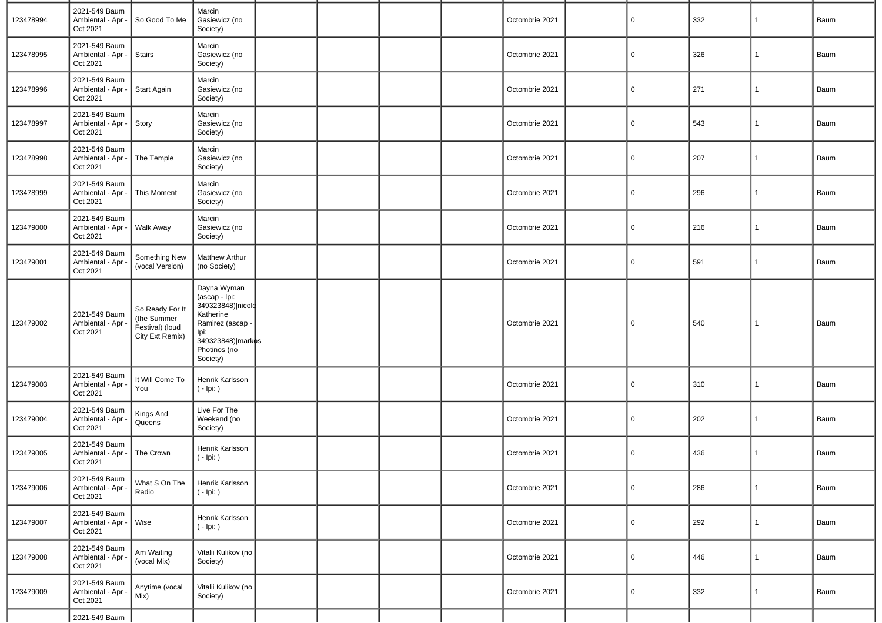| | | | | | | | | | | | | | |
|---|---|---|---|---|---|---|---|---|---|---|---|---|---|
| 123478994 | 2021-549 Baum Ambiental - Apr - Oct 2021 | So Good To Me | Marcin Gasiewicz (no Society) | | | | | Octombrie 2021 | | 0 | 332 | 1 | Baum |
| 123478995 | 2021-549 Baum Ambiental - Apr - Oct 2021 | Stairs | Marcin Gasiewicz (no Society) | | | | | Octombrie 2021 | | 0 | 326 | 1 | Baum |
| 123478996 | 2021-549 Baum Ambiental - Apr - Oct 2021 | Start Again | Marcin Gasiewicz (no Society) | | | | | Octombrie 2021 | | 0 | 271 | 1 | Baum |
| 123478997 | 2021-549 Baum Ambiental - Apr - Oct 2021 | Story | Marcin Gasiewicz (no Society) | | | | | Octombrie 2021 | | 0 | 543 | 1 | Baum |
| 123478998 | 2021-549 Baum Ambiental - Apr - Oct 2021 | The Temple | Marcin Gasiewicz (no Society) | | | | | Octombrie 2021 | | 0 | 207 | 1 | Baum |
| 123478999 | 2021-549 Baum Ambiental - Apr - Oct 2021 | This Moment | Marcin Gasiewicz (no Society) | | | | | Octombrie 2021 | | 0 | 296 | 1 | Baum |
| 123479000 | 2021-549 Baum Ambiental - Apr - Oct 2021 | Walk Away | Marcin Gasiewicz (no Society) | | | | | Octombrie 2021 | | 0 | 216 | 1 | Baum |
| 123479001 | 2021-549 Baum Ambiental - Apr - Oct 2021 | Something New (vocal Version) | Matthew Arthur (no Society) | | | | | Octombrie 2021 | | 0 | 591 | 1 | Baum |
| 123479002 | 2021-549 Baum Ambiental - Apr - Oct 2021 | So Ready For It (the Summer Festival) (loud City Ext Remix) | Dayna Wyman (ascap - Ipi: 349323848)\|nicole Katherine Ramirez (ascap - Ipi: 349323848)\|markos Photinos (no Society) | | | | | Octombrie 2021 | | 0 | 540 | 1 | Baum |
| 123479003 | 2021-549 Baum Ambiental - Apr - Oct 2021 | It Will Come To You | Henrik Karlsson ( - Ipi: ) | | | | | Octombrie 2021 | | 0 | 310 | 1 | Baum |
| 123479004 | 2021-549 Baum Ambiental - Apr - Oct 2021 | Kings And Queens | Live For The Weekend (no Society) | | | | | Octombrie 2021 | | 0 | 202 | 1 | Baum |
| 123479005 | 2021-549 Baum Ambiental - Apr - Oct 2021 | The Crown | Henrik Karlsson ( - Ipi: ) | | | | | Octombrie 2021 | | 0 | 436 | 1 | Baum |
| 123479006 | 2021-549 Baum Ambiental - Apr - Oct 2021 | What S On The Radio | Henrik Karlsson ( - Ipi: ) | | | | | Octombrie 2021 | | 0 | 286 | 1 | Baum |
| 123479007 | 2021-549 Baum Ambiental - Apr - Oct 2021 | Wise | Henrik Karlsson ( - Ipi: ) | | | | | Octombrie 2021 | | 0 | 292 | 1 | Baum |
| 123479008 | 2021-549 Baum Ambiental - Apr - Oct 2021 | Am Waiting (vocal Mix) | Vitalii Kulikov (no Society) | | | | | Octombrie 2021 | | 0 | 446 | 1 | Baum |
| 123479009 | 2021-549 Baum Ambiental - Apr - Oct 2021 | Anytime (vocal Mix) | Vitalii Kulikov (no Society) | | | | | Octombrie 2021 | | 0 | 332 | 1 | Baum |
| | 2021-549 Baum | | | | | | | | | | | | |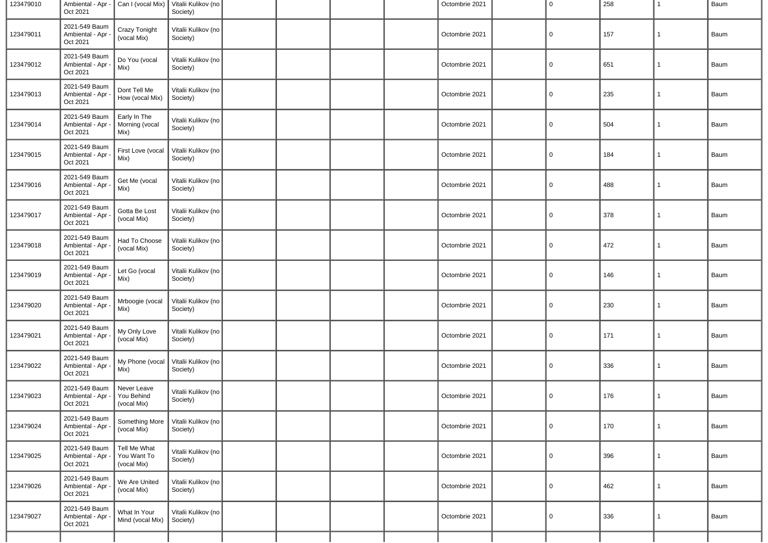| | | | | | | | | | | | | | |
|---|---|---|---|---|---|---|---|---|---|---|---|---|---|
| 123479010 | Ambiental - Apr - Oct 2021 | Can I (vocal Mix) | Vitalii Kulikov (no Society) | | | | | Octombrie 2021 | | 0 | 258 | 1 | Baum |
| 123479011 | 2021-549 Baum Ambiental - Apr - Oct 2021 | Crazy Tonight (vocal Mix) | Vitalii Kulikov (no Society) | | | | | Octombrie 2021 | | 0 | 157 | 1 | Baum |
| 123479012 | 2021-549 Baum Ambiental - Apr - Oct 2021 | Do You (vocal Mix) | Vitalii Kulikov (no Society) | | | | | Octombrie 2021 | | 0 | 651 | 1 | Baum |
| 123479013 | 2021-549 Baum Ambiental - Apr - Oct 2021 | Dont Tell Me How (vocal Mix) | Vitalii Kulikov (no Society) | | | | | Octombrie 2021 | | 0 | 235 | 1 | Baum |
| 123479014 | 2021-549 Baum Ambiental - Apr - Oct 2021 | Early In The Morning (vocal Mix) | Vitalii Kulikov (no Society) | | | | | Octombrie 2021 | | 0 | 504 | 1 | Baum |
| 123479015 | 2021-549 Baum Ambiental - Apr - Oct 2021 | First Love (vocal Mix) | Vitalii Kulikov (no Society) | | | | | Octombrie 2021 | | 0 | 184 | 1 | Baum |
| 123479016 | 2021-549 Baum Ambiental - Apr - Oct 2021 | Get Me (vocal Mix) | Vitalii Kulikov (no Society) | | | | | Octombrie 2021 | | 0 | 488 | 1 | Baum |
| 123479017 | 2021-549 Baum Ambiental - Apr - Oct 2021 | Gotta Be Lost (vocal Mix) | Vitalii Kulikov (no Society) | | | | | Octombrie 2021 | | 0 | 378 | 1 | Baum |
| 123479018 | 2021-549 Baum Ambiental - Apr - Oct 2021 | Had To Choose (vocal Mix) | Vitalii Kulikov (no Society) | | | | | Octombrie 2021 | | 0 | 472 | 1 | Baum |
| 123479019 | 2021-549 Baum Ambiental - Apr - Oct 2021 | Let Go (vocal Mix) | Vitalii Kulikov (no Society) | | | | | Octombrie 2021 | | 0 | 146 | 1 | Baum |
| 123479020 | 2021-549 Baum Ambiental - Apr - Oct 2021 | Mrboogie (vocal Mix) | Vitalii Kulikov (no Society) | | | | | Octombrie 2021 | | 0 | 230 | 1 | Baum |
| 123479021 | 2021-549 Baum Ambiental - Apr - Oct 2021 | My Only Love (vocal Mix) | Vitalii Kulikov (no Society) | | | | | Octombrie 2021 | | 0 | 171 | 1 | Baum |
| 123479022 | 2021-549 Baum Ambiental - Apr - Oct 2021 | My Phone (vocal Mix) | Vitalii Kulikov (no Society) | | | | | Octombrie 2021 | | 0 | 336 | 1 | Baum |
| 123479023 | 2021-549 Baum Ambiental - Apr - Oct 2021 | Never Leave You Behind (vocal Mix) | Vitalii Kulikov (no Society) | | | | | Octombrie 2021 | | 0 | 176 | 1 | Baum |
| 123479024 | 2021-549 Baum Ambiental - Apr - Oct 2021 | Something More (vocal Mix) | Vitalii Kulikov (no Society) | | | | | Octombrie 2021 | | 0 | 170 | 1 | Baum |
| 123479025 | 2021-549 Baum Ambiental - Apr - Oct 2021 | Tell Me What You Want To (vocal Mix) | Vitalii Kulikov (no Society) | | | | | Octombrie 2021 | | 0 | 396 | 1 | Baum |
| 123479026 | 2021-549 Baum Ambiental - Apr - Oct 2021 | We Are United (vocal Mix) | Vitalii Kulikov (no Society) | | | | | Octombrie 2021 | | 0 | 462 | 1 | Baum |
| 123479027 | 2021-549 Baum Ambiental - Apr - Oct 2021 | What In Your Mind (vocal Mix) | Vitalii Kulikov (no Society) | | | | | Octombrie 2021 | | 0 | 336 | 1 | Baum |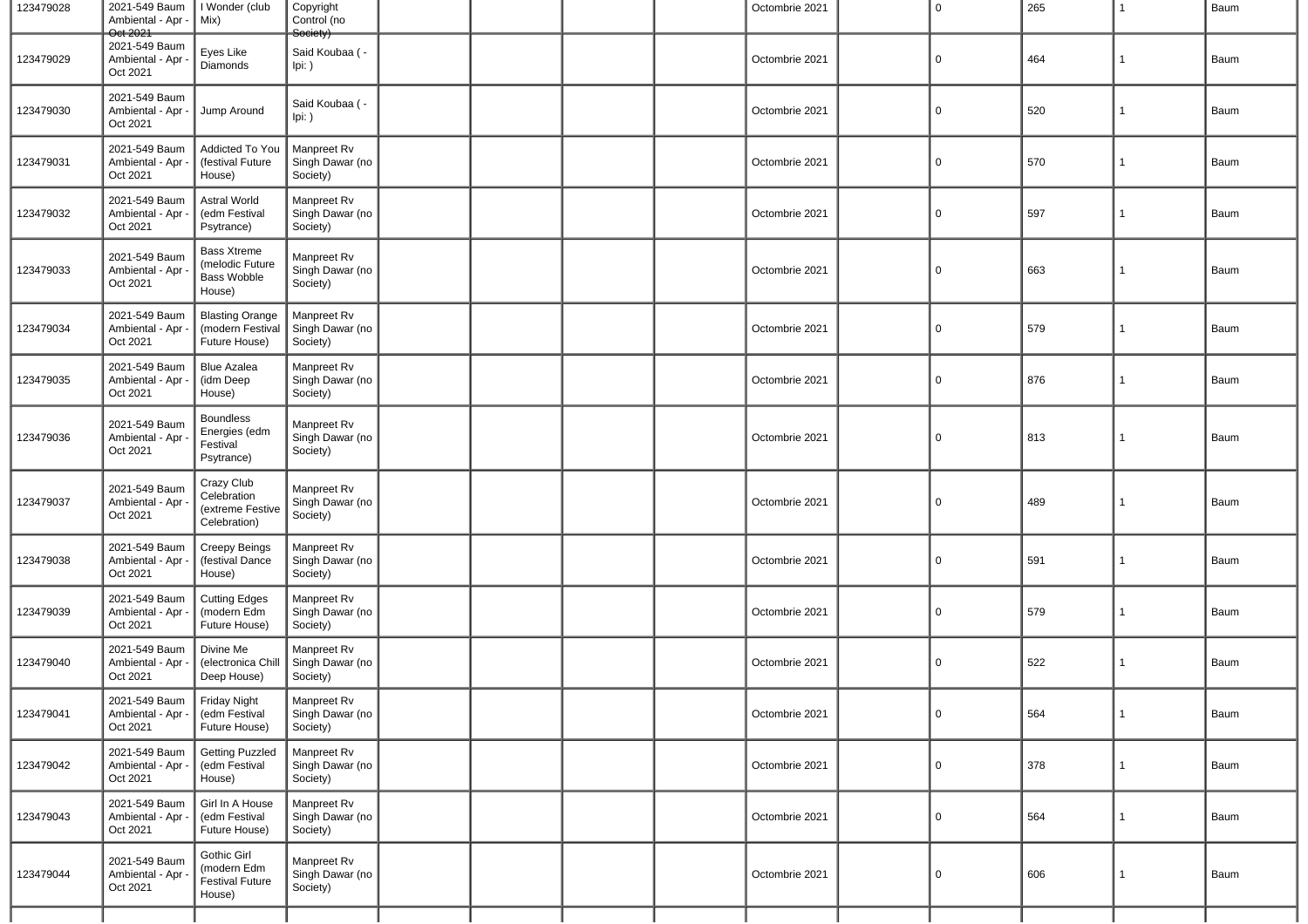| | | | | | | | | | | | | | |
|---|---|---|---|---|---|---|---|---|---|---|---|---|---|
| 123479028 | 2021-549 Baum Ambiental - Apr - Oct 2021 | I Wonder (club Mix) | Copyright Control (no Society) | | | | | Octombrie 2021 | | 0 | 265 | 1 | Baum |
| 123479029 | 2021-549 Baum Ambiental - Apr - Oct 2021 | Eyes Like Diamonds | Said Koubaa ( - Ipi: ) | | | | | Octombrie 2021 | | 0 | 464 | 1 | Baum |
| 123479030 | 2021-549 Baum Ambiental - Apr - Oct 2021 | Jump Around | Said Koubaa ( - Ipi: ) | | | | | Octombrie 2021 | | 0 | 520 | 1 | Baum |
| 123479031 | 2021-549 Baum Ambiental - Apr - Oct 2021 | Addicted To You (festival Future House) | Manpreet Rv Singh Dawar (no Society) | | | | | Octombrie 2021 | | 0 | 570 | 1 | Baum |
| 123479032 | 2021-549 Baum Ambiental - Apr - Oct 2021 | Astral World (edm Festival Psytrance) | Manpreet Rv Singh Dawar (no Society) | | | | | Octombrie 2021 | | 0 | 597 | 1 | Baum |
| 123479033 | 2021-549 Baum Ambiental - Apr - Oct 2021 | Bass Xtreme (melodic Future Bass Wobble House) | Manpreet Rv Singh Dawar (no Society) | | | | | Octombrie 2021 | | 0 | 663 | 1 | Baum |
| 123479034 | 2021-549 Baum Ambiental - Apr - Oct 2021 | Blasting Orange (modern Festival Future House) | Manpreet Rv Singh Dawar (no Society) | | | | | Octombrie 2021 | | 0 | 579 | 1 | Baum |
| 123479035 | 2021-549 Baum Ambiental - Apr - Oct 2021 | Blue Azalea (idm Deep House) | Manpreet Rv Singh Dawar (no Society) | | | | | Octombrie 2021 | | 0 | 876 | 1 | Baum |
| 123479036 | 2021-549 Baum Ambiental - Apr - Oct 2021 | Boundless Energies (edm Festival Psytrance) | Manpreet Rv Singh Dawar (no Society) | | | | | Octombrie 2021 | | 0 | 813 | 1 | Baum |
| 123479037 | 2021-549 Baum Ambiental - Apr - Oct 2021 | Crazy Club Celebration (extreme Festive Celebration) | Manpreet Rv Singh Dawar (no Society) | | | | | Octombrie 2021 | | 0 | 489 | 1 | Baum |
| 123479038 | 2021-549 Baum Ambiental - Apr - Oct 2021 | Creepy Beings (festival Dance House) | Manpreet Rv Singh Dawar (no Society) | | | | | Octombrie 2021 | | 0 | 591 | 1 | Baum |
| 123479039 | 2021-549 Baum Ambiental - Apr - Oct 2021 | Cutting Edges (modern Edm Future House) | Manpreet Rv Singh Dawar (no Society) | | | | | Octombrie 2021 | | 0 | 579 | 1 | Baum |
| 123479040 | 2021-549 Baum Ambiental - Apr - Oct 2021 | Divine Me (electronica Chill Deep House) | Manpreet Rv Singh Dawar (no Society) | | | | | Octombrie 2021 | | 0 | 522 | 1 | Baum |
| 123479041 | 2021-549 Baum Ambiental - Apr - Oct 2021 | Friday Night (edm Festival Future House) | Manpreet Rv Singh Dawar (no Society) | | | | | Octombrie 2021 | | 0 | 564 | 1 | Baum |
| 123479042 | 2021-549 Baum Ambiental - Apr - Oct 2021 | Getting Puzzled (edm Festival House) | Manpreet Rv Singh Dawar (no Society) | | | | | Octombrie 2021 | | 0 | 378 | 1 | Baum |
| 123479043 | 2021-549 Baum Ambiental - Apr - Oct 2021 | Girl In A House (edm Festival Future House) | Manpreet Rv Singh Dawar (no Society) | | | | | Octombrie 2021 | | 0 | 564 | 1 | Baum |
| 123479044 | 2021-549 Baum Ambiental - Apr - Oct 2021 | Gothic Girl (modern Edm Festival Future House) | Manpreet Rv Singh Dawar (no Society) | | | | | Octombrie 2021 | | 0 | 606 | 1 | Baum |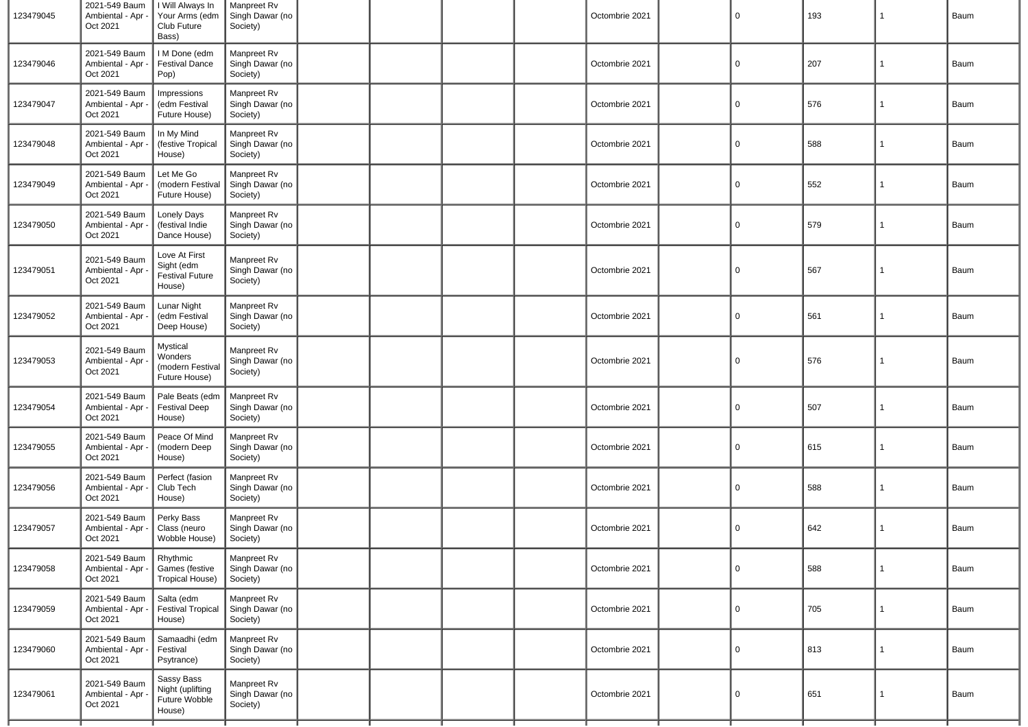| | | | | | | | | | | | | | |
|---|---|---|---|---|---|---|---|---|---|---|---|---|---|
| 123479045 | 2021-549 Baum Ambiental - Apr - Oct 2021 | I Will Always In Your Arms (edm Club Future Bass) | Manpreet Rv Singh Dawar (no Society) | | | | | Octombrie 2021 | | 0 | 193 | 1 | Baum |
| 123479046 | 2021-549 Baum Ambiental - Apr - Oct 2021 | I M Done (edm Festival Dance Pop) | Manpreet Rv Singh Dawar (no Society) | | | | | Octombrie 2021 | | 0 | 207 | 1 | Baum |
| 123479047 | 2021-549 Baum Ambiental - Apr - Oct 2021 | Impressions (edm Festival Future House) | Manpreet Rv Singh Dawar (no Society) | | | | | Octombrie 2021 | | 0 | 576 | 1 | Baum |
| 123479048 | 2021-549 Baum Ambiental - Apr - Oct 2021 | In My Mind (festive Tropical House) | Manpreet Rv Singh Dawar (no Society) | | | | | Octombrie 2021 | | 0 | 588 | 1 | Baum |
| 123479049 | 2021-549 Baum Ambiental - Apr - Oct 2021 | Let Me Go (modern Festival Future House) | Manpreet Rv Singh Dawar (no Society) | | | | | Octombrie 2021 | | 0 | 552 | 1 | Baum |
| 123479050 | 2021-549 Baum Ambiental - Apr - Oct 2021 | Lonely Days (festival Indie Dance House) | Manpreet Rv Singh Dawar (no Society) | | | | | Octombrie 2021 | | 0 | 579 | 1 | Baum |
| 123479051 | 2021-549 Baum Ambiental - Apr - Oct 2021 | Love At First Sight (edm Festival Future House) | Manpreet Rv Singh Dawar (no Society) | | | | | Octombrie 2021 | | 0 | 567 | 1 | Baum |
| 123479052 | 2021-549 Baum Ambiental - Apr - Oct 2021 | Lunar Night (edm Festival Deep House) | Manpreet Rv Singh Dawar (no Society) | | | | | Octombrie 2021 | | 0 | 561 | 1 | Baum |
| 123479053 | 2021-549 Baum Ambiental - Apr - Oct 2021 | Mystical Wonders (modern Festival Future House) | Manpreet Rv Singh Dawar (no Society) | | | | | Octombrie 2021 | | 0 | 576 | 1 | Baum |
| 123479054 | 2021-549 Baum Ambiental - Apr - Oct 2021 | Pale Beats (edm Festival Deep House) | Manpreet Rv Singh Dawar (no Society) | | | | | Octombrie 2021 | | 0 | 507 | 1 | Baum |
| 123479055 | 2021-549 Baum Ambiental - Apr - Oct 2021 | Peace Of Mind (modern Deep House) | Manpreet Rv Singh Dawar (no Society) | | | | | Octombrie 2021 | | 0 | 615 | 1 | Baum |
| 123479056 | 2021-549 Baum Ambiental - Apr - Oct 2021 | Perfect (fasion Club Tech House) | Manpreet Rv Singh Dawar (no Society) | | | | | Octombrie 2021 | | 0 | 588 | 1 | Baum |
| 123479057 | 2021-549 Baum Ambiental - Apr - Oct 2021 | Perky Bass Class (neuro Wobble House) | Manpreet Rv Singh Dawar (no Society) | | | | | Octombrie 2021 | | 0 | 642 | 1 | Baum |
| 123479058 | 2021-549 Baum Ambiental - Apr - Oct 2021 | Rhythmic Games (festive Tropical House) | Manpreet Rv Singh Dawar (no Society) | | | | | Octombrie 2021 | | 0 | 588 | 1 | Baum |
| 123479059 | 2021-549 Baum Ambiental - Apr - Oct 2021 | Salta (edm Festival Tropical House) | Manpreet Rv Singh Dawar (no Society) | | | | | Octombrie 2021 | | 0 | 705 | 1 | Baum |
| 123479060 | 2021-549 Baum Ambiental - Apr - Oct 2021 | Samaadhi (edm Festival Psytrance) | Manpreet Rv Singh Dawar (no Society) | | | | | Octombrie 2021 | | 0 | 813 | 1 | Baum |
| 123479061 | 2021-549 Baum Ambiental - Apr - Oct 2021 | Sassy Bass Night (uplifting Future Wobble House) | Manpreet Rv Singh Dawar (no Society) | | | | | Octombrie 2021 | | 0 | 651 | 1 | Baum |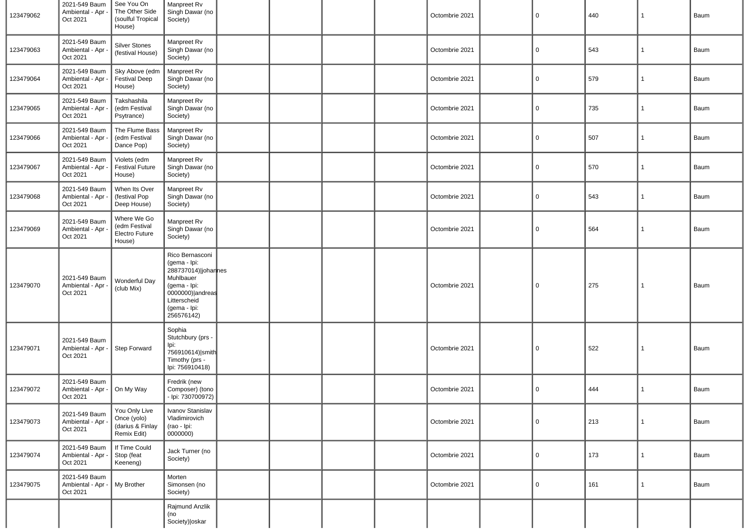| | | | | | | | | | | | | | |
|---|---|---|---|---|---|---|---|---|---|---|---|---|---|
| 123479062 | 2021-549 Baum Ambiental - Apr - Oct 2021 | See You On The Other Side (soulful Tropical House) | Manpreet Rv Singh Dawar (no Society) | | | | | Octombrie 2021 | | 0 | 440 | 1 | Baum |
| 123479063 | 2021-549 Baum Ambiental - Apr - Oct 2021 | Silver Stones (festival House) | Manpreet Rv Singh Dawar (no Society) | | | | | Octombrie 2021 | | 0 | 543 | 1 | Baum |
| 123479064 | 2021-549 Baum Ambiental - Apr - Oct 2021 | Sky Above (edm Festival Deep House) | Manpreet Rv Singh Dawar (no Society) | | | | | Octombrie 2021 | | 0 | 579 | 1 | Baum |
| 123479065 | 2021-549 Baum Ambiental - Apr - Oct 2021 | Takshashila (edm Festival Psytrance) | Manpreet Rv Singh Dawar (no Society) | | | | | Octombrie 2021 | | 0 | 735 | 1 | Baum |
| 123479066 | 2021-549 Baum Ambiental - Apr - Oct 2021 | The Flume Bass (edm Festival Dance Pop) | Manpreet Rv Singh Dawar (no Society) | | | | | Octombrie 2021 | | 0 | 507 | 1 | Baum |
| 123479067 | 2021-549 Baum Ambiental - Apr - Oct 2021 | Violets (edm Festival Future House) | Manpreet Rv Singh Dawar (no Society) | | | | | Octombrie 2021 | | 0 | 570 | 1 | Baum |
| 123479068 | 2021-549 Baum Ambiental - Apr - Oct 2021 | When Its Over (festival Pop Deep House) | Manpreet Rv Singh Dawar (no Society) | | | | | Octombrie 2021 | | 0 | 543 | 1 | Baum |
| 123479069 | 2021-549 Baum Ambiental - Apr - Oct 2021 | Where We Go (edm Festival Electro Future House) | Manpreet Rv Singh Dawar (no Society) | | | | | Octombrie 2021 | | 0 | 564 | 1 | Baum |
| 123479070 | 2021-549 Baum Ambiental - Apr - Oct 2021 | Wonderful Day (club Mix) | Rico Bernasconi (gema - Ipi: 288737014)\|johannes Muhlbauer (gema - Ipi: 0000000)\|andreas Litterscheid (gema - Ipi: 256576142) | | | | | Octombrie 2021 | | 0 | 275 | 1 | Baum |
| 123479071 | 2021-549 Baum Ambiental - Apr - Oct 2021 | Step Forward | Sophia Stutchbury (prs - Ipi: 756910614)\|smith Timothy (prs - Ipi: 756910418) | | | | | Octombrie 2021 | | 0 | 522 | 1 | Baum |
| 123479072 | 2021-549 Baum Ambiental - Apr - Oct 2021 | On My Way | Fredrik (new Composer) (tono - Ipi: 730700972) | | | | | Octombrie 2021 | | 0 | 444 | 1 | Baum |
| 123479073 | 2021-549 Baum Ambiental - Apr - Oct 2021 | You Only Live Once (yolo) (darius & Finlay Remix Edit) | Ivanov Stanislav Vladimirovich (rao - Ipi: 0000000) | | | | | Octombrie 2021 | | 0 | 213 | 1 | Baum |
| 123479074 | 2021-549 Baum Ambiental - Apr - Oct 2021 | If Time Could Stop (feat Keeneng) | Jack Turner (no Society) | | | | | Octombrie 2021 | | 0 | 173 | 1 | Baum |
| 123479075 | 2021-549 Baum Ambiental - Apr - Oct 2021 | My Brother | Morten Simonsen (no Society) | | | | | Octombrie 2021 | | 0 | 161 | 1 | Baum |
| | | | Rajmund Anzlik (no Society)\|oskar | | | | | | | | | | |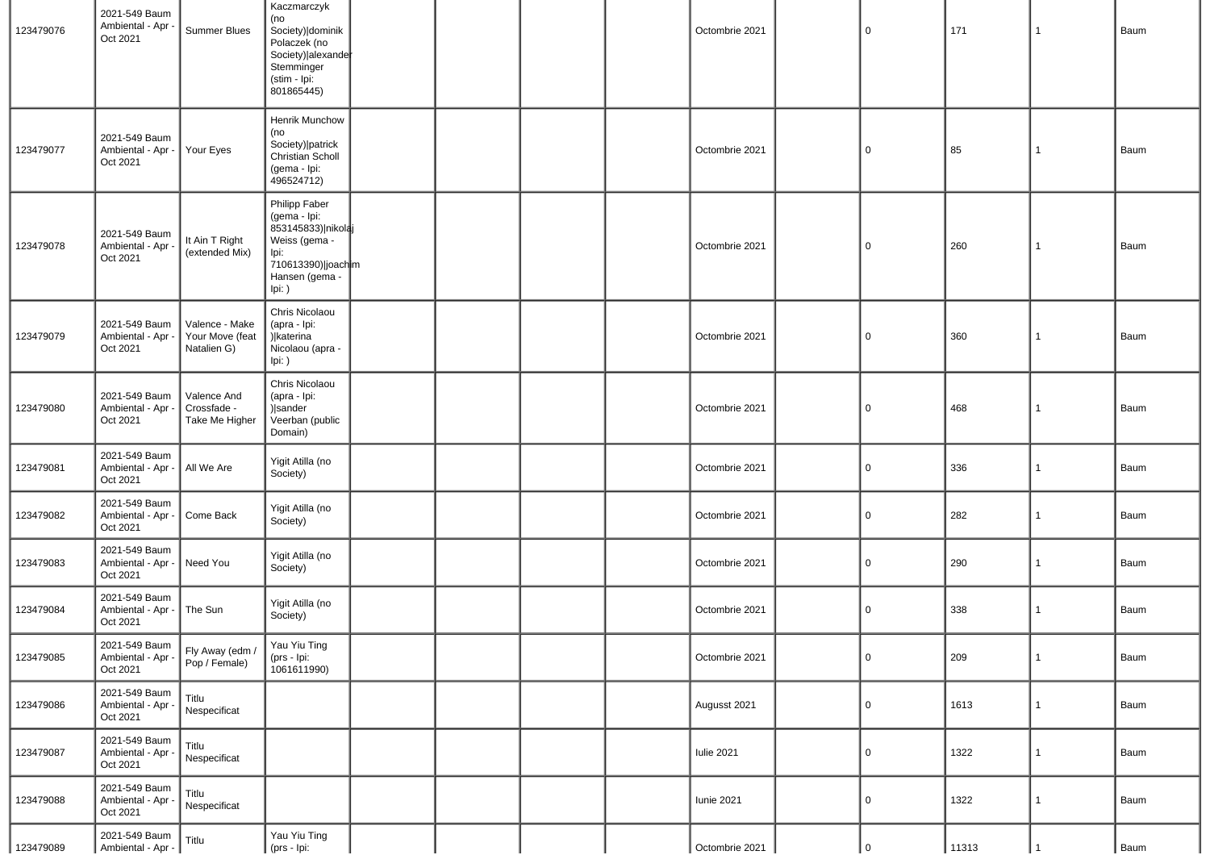| | | | | | | | | | | | | | |
|---|---|---|---|---|---|---|---|---|---|---|---|---|---|
| 123479076 | 2021-549 Baum Ambiental - Apr - Oct 2021 | Summer Blues | Kaczmarczyk (no Society)\|dominik Polaczek (no Society)\|alexander Stemminger (stim - Ipi: 801865445) | | | | | Octombrie 2021 | | 0 | 171 | 1 | Baum |
| 123479077 | 2021-549 Baum Ambiental - Apr - Oct 2021 | Your Eyes | Henrik Munchow (no Society)\|patrick Christian Scholl (gema - Ipi: 496524712) | | | | | Octombrie 2021 | | 0 | 85 | 1 | Baum |
| 123479078 | 2021-549 Baum Ambiental - Apr - Oct 2021 | It Ain T Right (extended Mix) | Philipp Faber (gema - Ipi: 853145833)\|nikolaj Weiss (gema - Ipi: 710613390)\|joachim Hansen (gema - Ipi: ) | | | | | Octombrie 2021 | | 0 | 260 | 1 | Baum |
| 123479079 | 2021-549 Baum Ambiental - Apr - Oct 2021 | Valence - Make Your Move (feat Natalien G) | Chris Nicolaou (apra - Ipi: )\|katerina Nicolaou (apra - Ipi: ) | | | | | Octombrie 2021 | | 0 | 360 | 1 | Baum |
| 123479080 | 2021-549 Baum Ambiental - Apr - Oct 2021 | Valence And Crossfade - Take Me Higher | Chris Nicolaou (apra - Ipi: )\|sander Veerban (public Domain) | | | | | Octombrie 2021 | | 0 | 468 | 1 | Baum |
| 123479081 | 2021-549 Baum Ambiental - Apr - Oct 2021 | All We Are | Yigit Atilla (no Society) | | | | | Octombrie 2021 | | 0 | 336 | 1 | Baum |
| 123479082 | 2021-549 Baum Ambiental - Apr - Oct 2021 | Come Back | Yigit Atilla (no Society) | | | | | Octombrie 2021 | | 0 | 282 | 1 | Baum |
| 123479083 | 2021-549 Baum Ambiental - Apr - Oct 2021 | Need You | Yigit Atilla (no Society) | | | | | Octombrie 2021 | | 0 | 290 | 1 | Baum |
| 123479084 | 2021-549 Baum Ambiental - Apr - Oct 2021 | The Sun | Yigit Atilla (no Society) | | | | | Octombrie 2021 | | 0 | 338 | 1 | Baum |
| 123479085 | 2021-549 Baum Ambiental - Apr - Oct 2021 | Fly Away (edm / Pop / Female) | Yau Yiu Ting (prs - Ipi: 1061611990) | | | | | Octombrie 2021 | | 0 | 209 | 1 | Baum |
| 123479086 | 2021-549 Baum Ambiental - Apr - Oct 2021 | Titlu Nespecificat | | | | | | Augusst 2021 | | 0 | 1613 | 1 | Baum |
| 123479087 | 2021-549 Baum Ambiental - Apr - Oct 2021 | Titlu Nespecificat | | | | | | Iulie 2021 | | 0 | 1322 | 1 | Baum |
| 123479088 | 2021-549 Baum Ambiental - Apr - Oct 2021 | Titlu Nespecificat | | | | | | Iunie 2021 | | 0 | 1322 | 1 | Baum |
| 123479089 | 2021-549 Baum Ambiental - Apr - | Titlu | Yau Yiu Ting (prs - Ipi: | | | | | Octombrie 2021 | | 0 | 11313 | 1 | Baum |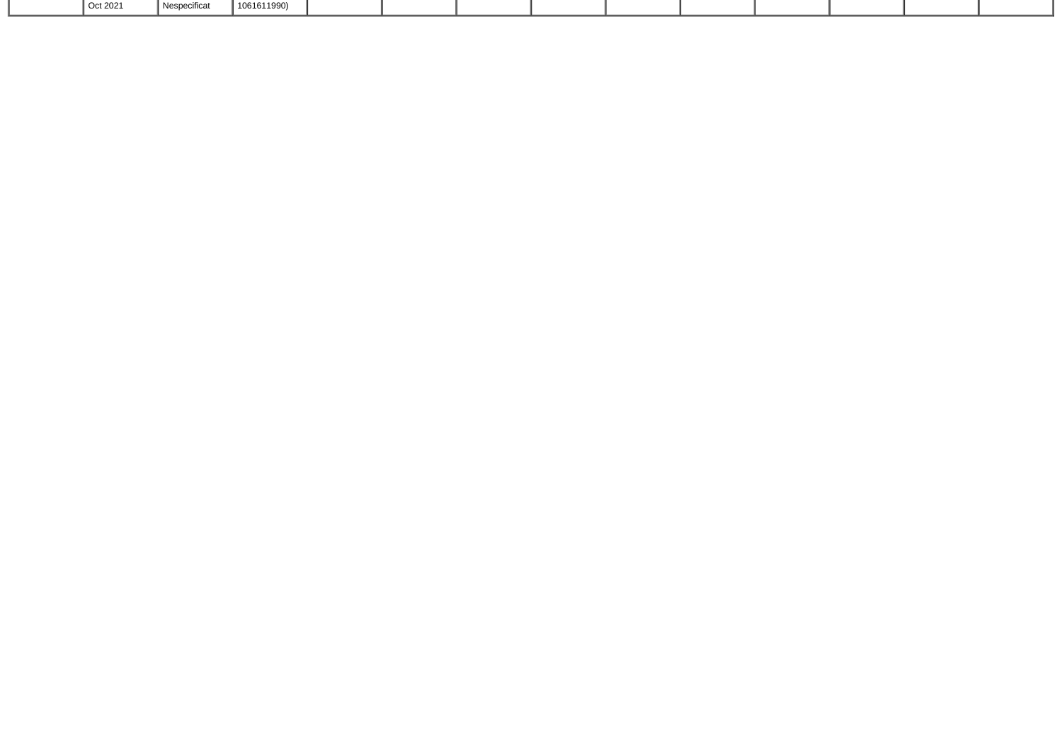| | | | | | | | | | | | | | |
|---|---|---|---|---|---|---|---|---|---|---|---|---|---|
| | Oct 2021 | Nespecificat | 1061611990) | | | | | | | | | | |